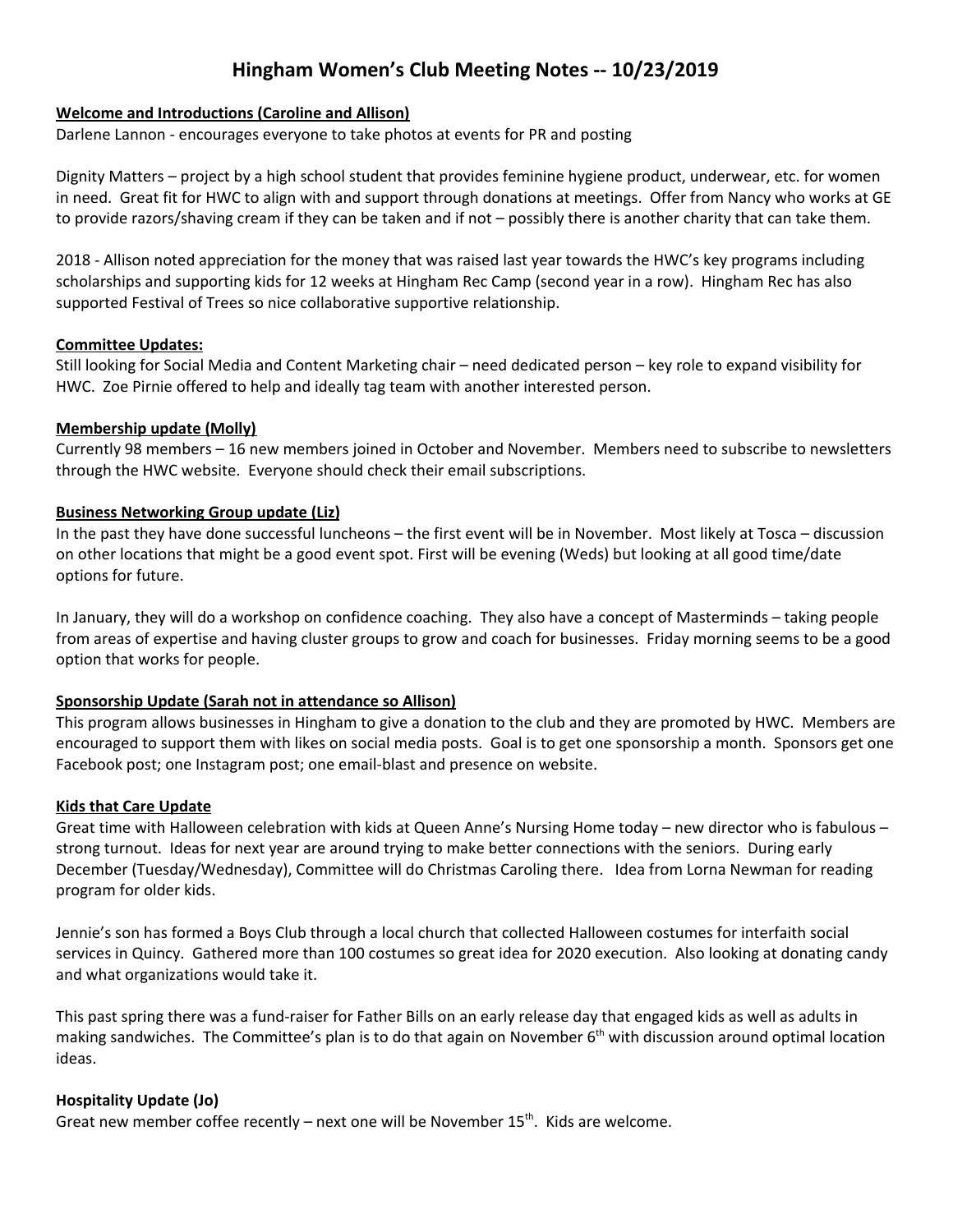# Hingham Women's Club Meeting Notes -- 10/23/2019

**<u>Welcome and Introductions (Caroline and Allison)</u>**

Darlene Lannon - encourages everyone to take photos at events for PR and posting

Dignity Matters – project by a high school student that provides feminine hygiene product, underwear, etc. for women in need. Great fit for HWC to align with and support through donations at meetings. Offer from Nancy who works at GE to provide razors/shaving cream if they can be taken and if not – possibly there is another charity that can take them.

2018 - Allison noted appreciation for the money that was raised last year towards the HWC's key programs including scholarships and supporting kids for 12 weeks at Hingham Rec Camp (second year in a row). Hingham Rec has also supported Festival of Trees so nice collaborative supportive relationship.

**<u>Committee Updates:</u>**

Still looking for Social Media and Content Marketing chair – need dedicated person – key role to expand visibility for HWC. Zoe Pirnie offered to help and ideally tag team with another interested person.

**<u>Membership update (Molly)</u>**

Currently 98 members – 16 new members joined in October and November. Members need to subscribe to newsletters through the HWC website. Everyone should check their email subscriptions.

**<u>Business Networking Group update (Liz)</u>**

In the past they have done successful luncheons – the first event will be in November. Most likely at Tosca – discussion on other locations that might be a good event spot. First will be evening (Weds) but looking at all good time/date options for future.

In January, they will do a workshop on confidence coaching. They also have a concept of Masterminds – taking people from areas of expertise and having cluster groups to grow and coach for businesses. Friday morning seems to be a good option that works for people.

**<u>Sponsorship Update (Sarah not in attendance so Allison)</u>**

This program allows businesses in Hingham to give a donation to the club and they are promoted by HWC. Members are encouraged to support them with likes on social media posts. Goal is to get one sponsorship a month. Sponsors get one Facebook post; one Instagram post; one email-blast and presence on website.

**<u>Kids that Care Update</u>**

Great time with Halloween celebration with kids at Queen Anne's Nursing Home today – new director who is fabulous – strong turnout. Ideas for next year are around trying to make better connections with the seniors. During early December (Tuesday/Wednesday), Committee will do Christmas Caroling there. Idea from Lorna Newman for reading program for older kids.

Jennie's son has formed a Boys Club through a local church that collected Halloween costumes for interfaith social services in Quincy. Gathered more than 100 costumes so great idea for 2020 execution. Also looking at donating candy and what organizations would take it.

This past spring there was a fund-raiser for Father Bills on an early release day that engaged kids as well as adults in making sandwiches. The Committee's plan is to do that again on November 6th with discussion around optimal location ideas.

**Hospitality Update (Jo)**

Great new member coffee recently – next one will be November 15th. Kids are welcome.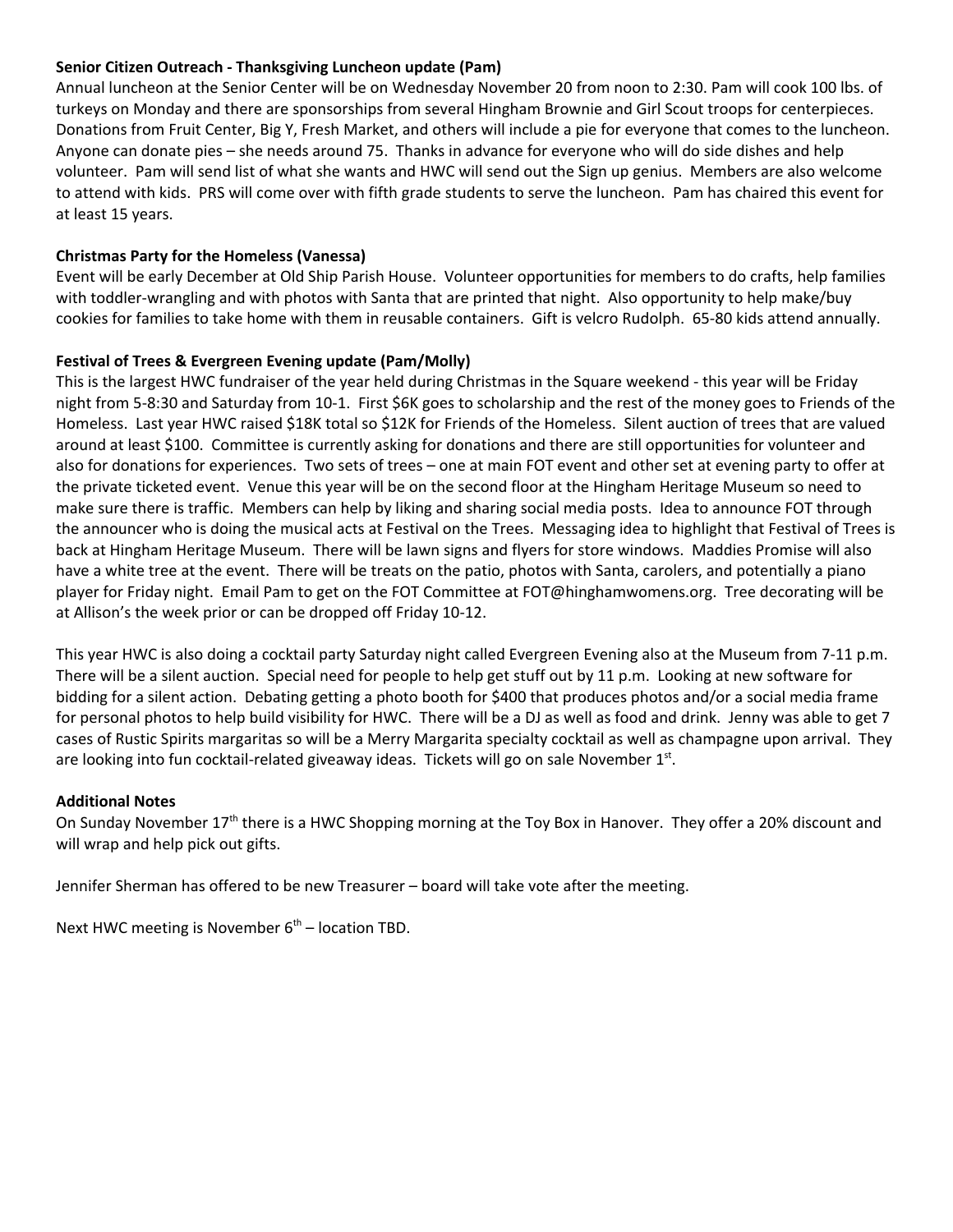**Senior Citizen Outreach - Thanksgiving Luncheon update (Pam)**

Annual luncheon at the Senior Center will be on Wednesday November 20 from noon to 2:30. Pam will cook 100 lbs. of turkeys on Monday and there are sponsorships from several Hingham Brownie and Girl Scout troops for centerpieces. Donations from Fruit Center, Big Y, Fresh Market, and others will include a pie for everyone that comes to the luncheon. Anyone can donate pies – she needs around 75. Thanks in advance for everyone who will do side dishes and help volunteer. Pam will send list of what she wants and HWC will send out the Sign up genius. Members are also welcome to attend with kids. PRS will come over with fifth grade students to serve the luncheon. Pam has chaired this event for at least 15 years.

**Christmas Party for the Homeless (Vanessa)**

Event will be early December at Old Ship Parish House. Volunteer opportunities for members to do crafts, help families with toddler-wrangling and with photos with Santa that are printed that night. Also opportunity to help make/buy cookies for families to take home with them in reusable containers. Gift is velcro Rudolph. 65-80 kids attend annually.

**Festival of Trees & Evergreen Evening update (Pam/Molly)**

This is the largest HWC fundraiser of the year held during Christmas in the Square weekend - this year will be Friday night from 5-8:30 and Saturday from 10-1. First $6K goes to scholarship and the rest of the money goes to Friends of the Homeless. Last year HWC raised $18K total so $12K for Friends of the Homeless. Silent auction of trees that are valued around at least $100. Committee is currently asking for donations and there are still opportunities for volunteer and also for donations for experiences. Two sets of trees – one at main FOT event and other set at evening party to offer at the private ticketed event. Venue this year will be on the second floor at the Hingham Heritage Museum so need to make sure there is traffic. Members can help by liking and sharing social media posts. Idea to announce FOT through the announcer who is doing the musical acts at Festival on the Trees. Messaging idea to highlight that Festival of Trees is back at Hingham Heritage Museum. There will be lawn signs and flyers for store windows. Maddies Promise will also have a white tree at the event. There will be treats on the patio, photos with Santa, carolers, and potentially a piano player for Friday night. Email Pam to get on the FOT Committee at FOT@hinghamwomens.org. Tree decorating will be at Allison's the week prior or can be dropped off Friday 10-12.

This year HWC is also doing a cocktail party Saturday night called Evergreen Evening also at the Museum from 7-11 p.m. There will be a silent auction. Special need for people to help get stuff out by 11 p.m. Looking at new software for bidding for a silent action. Debating getting a photo booth for $400 that produces photos and/or a social media frame for personal photos to help build visibility for HWC. There will be a DJ as well as food and drink. Jenny was able to get 7 cases of Rustic Spirits margaritas so will be a Merry Margarita specialty cocktail as well as champagne upon arrival. They are looking into fun cocktail-related giveaway ideas. Tickets will go on sale November 1st.

**Additional Notes**

On Sunday November 17th there is a HWC Shopping morning at the Toy Box in Hanover. They offer a 20% discount and will wrap and help pick out gifts.

Jennifer Sherman has offered to be new Treasurer – board will take vote after the meeting.

Next HWC meeting is November 6th – location TBD.